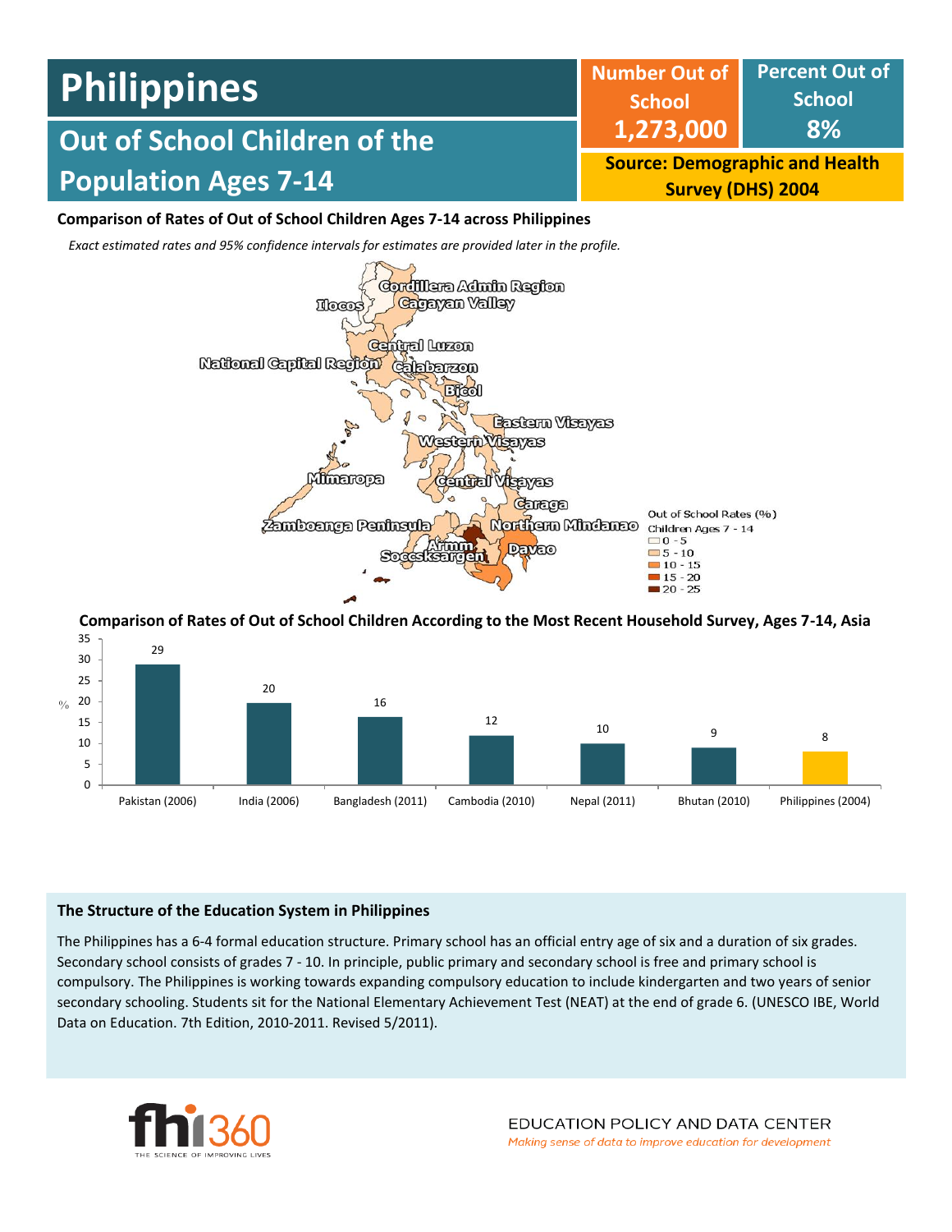# Philippines

## Out of School Children of the Population Ages 7-14

| Number Out of School | Percent Out of School |
| --- | --- |
| 1,273,000 | 8% |

**Source: Demographic and Health Survey (DHS) 2004**

### Comparison of Rates of Out of School Children Ages 7-14 across Philippines

*Exact estimated rates and 95% confidence intervals for estimates are provided later in the profile.*

Cordillera Admin Region, Ilocos, Cagayan Valley, Central Luzon, National Capital Region, Calabarzon, Bicol, Eastern Visayas, Western Visayas, Mimaropa, Central Visayas, Caraga, Zamboanga Peninsula, Northern Mindanao, Armm, Davao, Soccsksargen

Out of School Rates (%) Children Ages 7 - 14
- 0 - 5
- 5 - 10
- 10 - 15
- 15 - 20
- 20 - 25

### Comparison of Rates of Out of School Children According to the Most Recent Household Survey, Ages 7-14, Asia

| Country (Year) | % |
| --- | --- |
| Pakistan (2006) | 29 |
| India (2006) | 20 |
| Bangladesh (2011) | 16 |
| Cambodia (2010) | 12 |
| Nepal (2011) | 10 |
| Bhutan (2010) | 9 |
| Philippines (2004) | 8 |

### The Structure of the Education System in Philippines

The Philippines has a 6-4 formal education structure. Primary school has an official entry age of six and a duration of six grades. Secondary school consists of grades 7 - 10. In principle, public primary and secondary school is free and primary school is compulsory. The Philippines is working towards expanding compulsory education to include kindergarten and two years of senior secondary schooling. Students sit for the National Elementary Achievement Test (NEAT) at the end of grade 6. (UNESCO IBE, World Data on Education. 7th Edition, 2010-2011. Revised 5/2011).

fhi360 THE SCIENCE OF IMPROVING LIVES

EDUCATION POLICY AND DATA CENTER
*Making sense of data to improve education for development*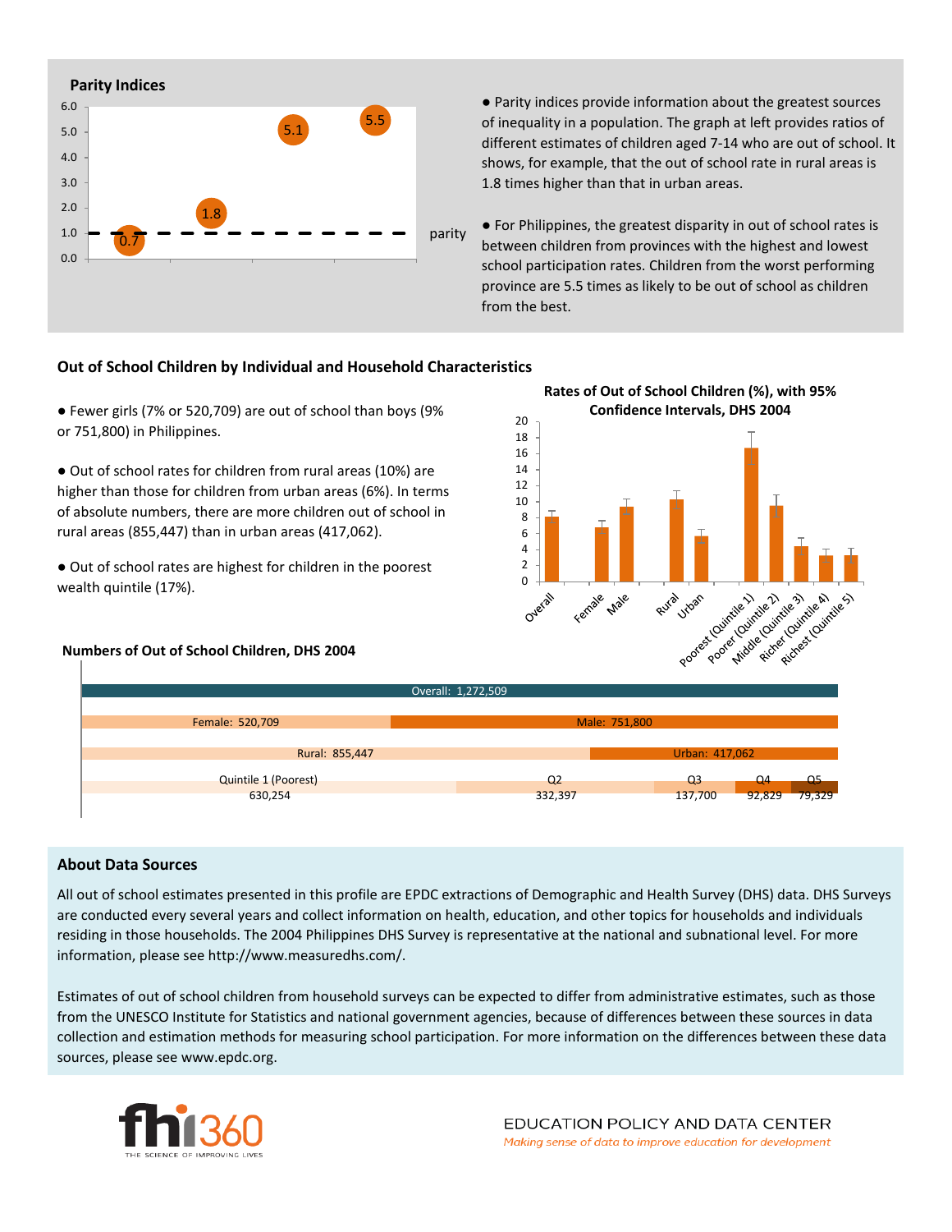## Parity Indices

| | Value |
|---|---|
| | 0.7 |
| | 1.8 |
| | 5.1 |
| | 5.5 |

parity

● Parity indices provide information about the greatest sources of inequality in a population. The graph at left provides ratios of different estimates of children aged 7-14 who are out of school. It shows, for example, that the out of school rate in rural areas is 1.8 times higher than that in urban areas.

● For Philippines, the greatest disparity in out of school rates is between children from provinces with the highest and lowest school participation rates. Children from the worst performing province are 5.5 times as likely to be out of school as children from the best.

## Out of School Children by Individual and Household Characteristics

● Fewer girls (7% or 520,709) are out of school than boys (9% or 751,800) in Philippines.

● Out of school rates for children from rural areas (10%) are higher than those for children from urban areas (6%). In terms of absolute numbers, there are more children out of school in rural areas (855,447) than in urban areas (417,062).

● Out of school rates are highest for children in the poorest wealth quintile (17%).

### Rates of Out of School Children (%), with 95% Confidence Intervals, DHS 2004

Categories: Overall, Female, Male, Rural, Urban, Poorest (Quintile 1), Poorer (Quintile 2), Middle (Quintile 3), Richer (Quintile 4), Richest (Quintile 5)

### Numbers of Out of School Children, DHS 2004

| Category | Number |
|---|---|
| Overall | 1,272,509 |
| Female | 520,709 |
| Male | 751,800 |
| Rural | 855,447 |
| Urban | 417,062 |
| Quintile 1 (Poorest) | 630,254 |
| Q2 | 332,397 |
| Q3 | 137,700 |
| Q4 | 92,829 |
| Q5 | 79,329 |

## About Data Sources

All out of school estimates presented in this profile are EPDC extractions of Demographic and Health Survey (DHS) data. DHS Surveys are conducted every several years and collect information on health, education, and other topics for households and individuals residing in those households. The 2004 Philippines DHS Survey is representative at the national and subnational level. For more information, please see http://www.measuredhs.com/.

Estimates of out of school children from household surveys can be expected to differ from administrative estimates, such as those from the UNESCO Institute for Statistics and national government agencies, because of differences between these sources in data collection and estimation methods for measuring school participation. For more information on the differences between these data sources, please see www.epdc.org.

fhi360 THE SCIENCE OF IMPROVING LIVES

EDUCATION POLICY AND DATA CENTER
*Making sense of data to improve education for development*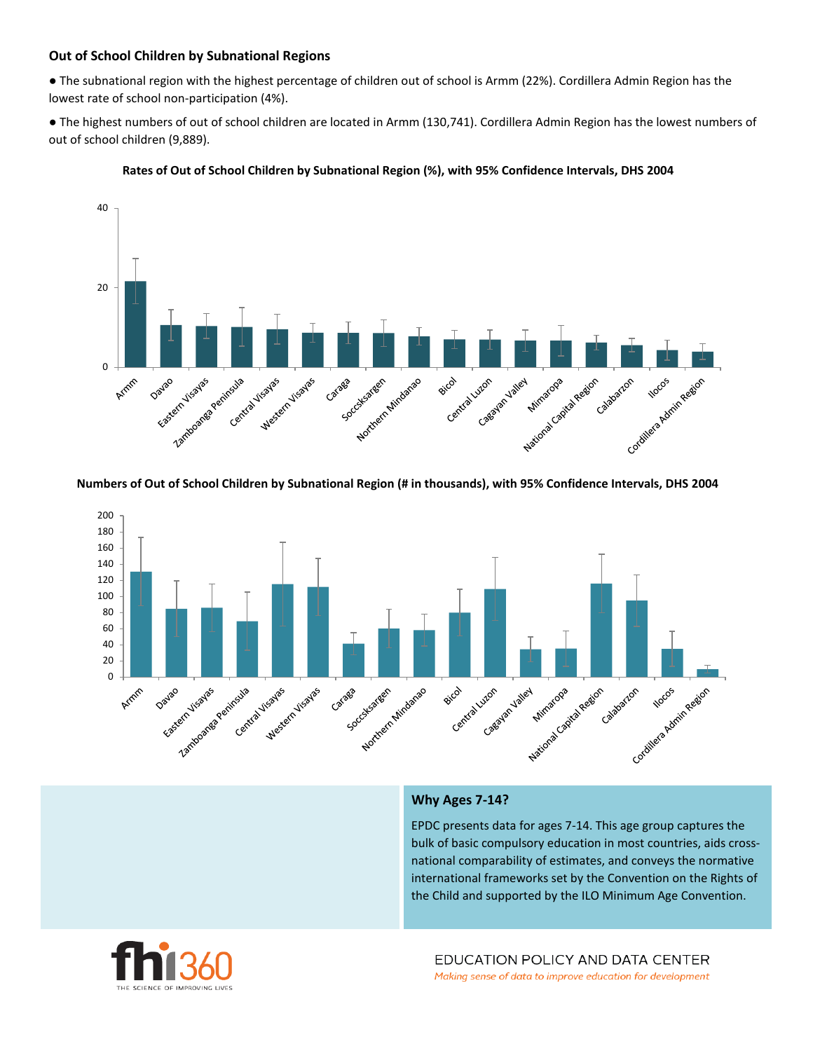### Out of School Children by Subnational Regions

- The subnational region with the highest percentage of children out of school is Armm (22%). Cordillera Admin Region has the lowest rate of school non-participation (4%).
- The highest numbers of out of school children are located in Armm (130,741). Cordillera Admin Region has the lowest numbers of out of school children (9,889).

**Rates of Out of School Children by Subnational Region (%), with 95% Confidence Intervals, DHS 2004**

**Numbers of Out of School Children by Subnational Region (# in thousands), with 95% Confidence Intervals, DHS 2004**

### Why Ages 7-14?

EPDC presents data for ages 7-14. This age group captures the bulk of basic compulsory education in most countries, aids cross-national comparability of estimates, and conveys the normative international frameworks set by the Convention on the Rights of the Child and supported by the ILO Minimum Age Convention.

EDUCATION POLICY AND DATA CENTER

*Making sense of data to improve education for development*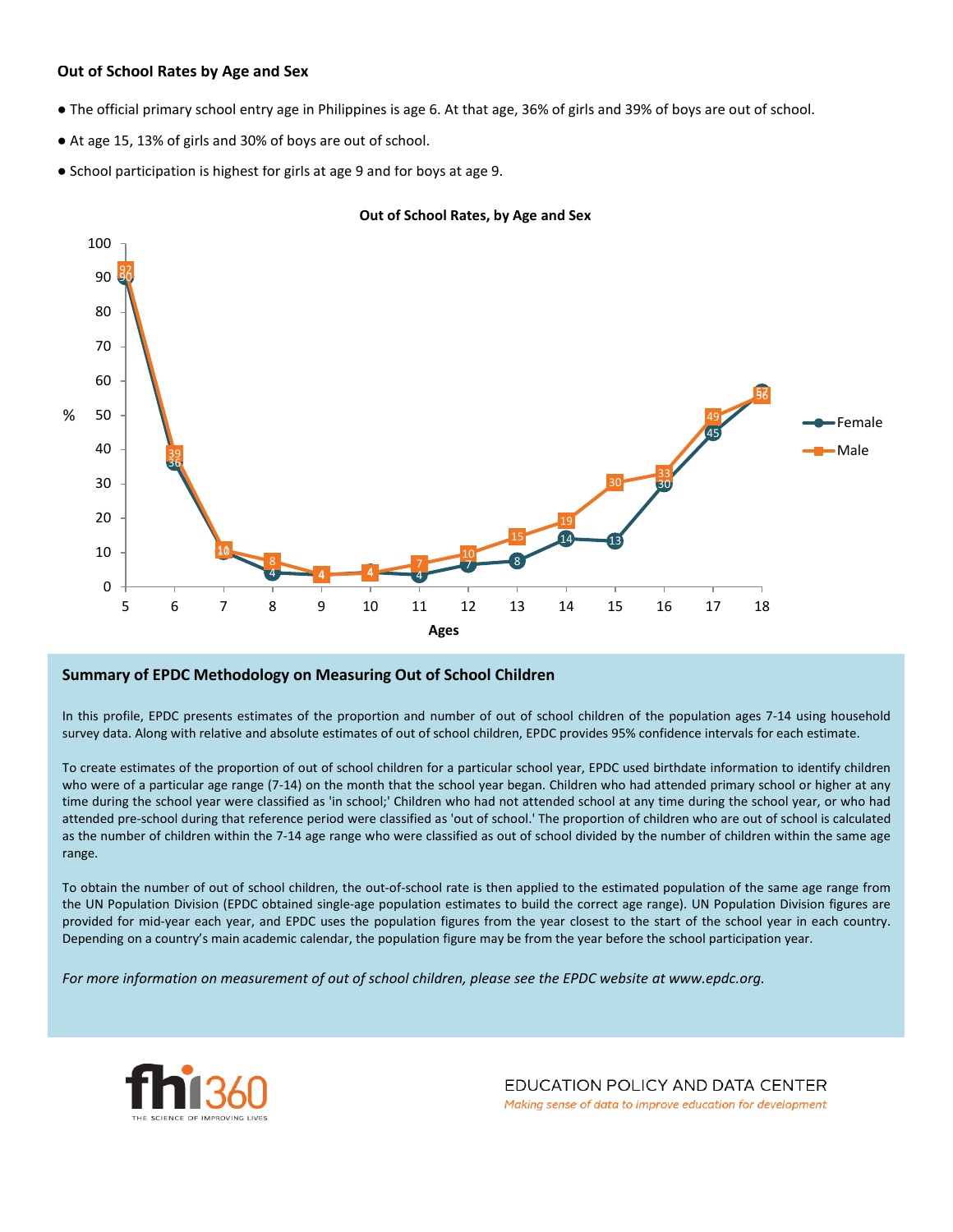### Out of School Rates by Age and Sex

- The official primary school entry age in Philippines is age 6. At that age, 36% of girls and 39% of boys are out of school.
- At age 15, 13% of girls and 30% of boys are out of school.
- School participation is highest for girls at age 9 and for boys at age 9.

**Out of School Rates, by Age and Sex**

| Ages | Female (%) | Male (%) |
|---|---|---|
| 5 | 90 | 92 |
| 6 | 36 | 39 |
| 7 | 10 | 10 |
| 8 | 4 | 8 |
| 9 | 4 | 4 |
| 10 | 4 | 4 |
| 11 | 4 | 7 |
| 12 | 7 | 10 |
| 13 | 8 | 15 |
| 14 | 14 | 19 |
| 15 | 13 | 30 |
| 16 | 30 | 33 |
| 17 | 45 | 49 |
| 18 | 57 | 56 |

### Summary of EPDC Methodology on Measuring Out of School Children

In this profile, EPDC presents estimates of the proportion and number of out of school children of the population ages 7-14 using household survey data. Along with relative and absolute estimates of out of school children, EPDC provides 95% confidence intervals for each estimate.

To create estimates of the proportion of out of school children for a particular school year, EPDC used birthdate information to identify children who were of a particular age range (7-14) on the month that the school year began. Children who had attended primary school or higher at any time during the school year were classified as 'in school;' Children who had not attended school at any time during the school year, or who had attended pre-school during that reference period were classified as 'out of school.' The proportion of children who are out of school is calculated as the number of children within the 7-14 age range who were classified as out of school divided by the number of children within the same age range.

To obtain the number of out of school children, the out-of-school rate is then applied to the estimated population of the same age range from the UN Population Division (EPDC obtained single-age population estimates to build the correct age range). UN Population Division figures are provided for mid-year each year, and EPDC uses the population figures from the year closest to the start of the school year in each country. Depending on a country's main academic calendar, the population figure may be from the year before the school participation year.

*For more information on measurement of out of school children, please see the EPDC website at www.epdc.org.*

fhi360 THE SCIENCE OF IMPROVING LIVES

EDUCATION POLICY AND DATA CENTER
*Making sense of data to improve education for development*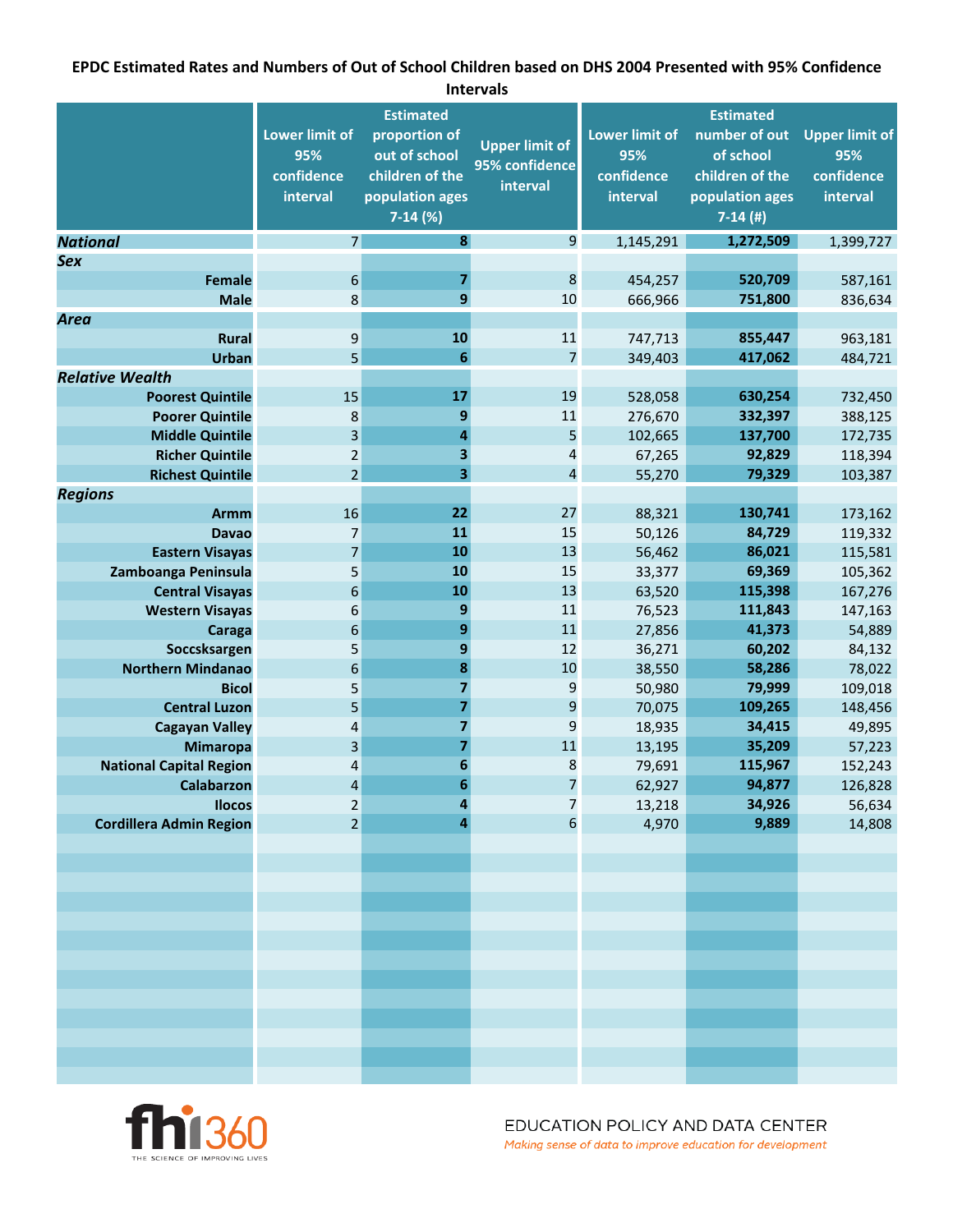**EPDC Estimated Rates and Numbers of Out of School Children based on DHS 2004 Presented with 95% Confidence Intervals**

| | Lower limit of 95% confidence interval | Estimated proportion of out of school children of the population ages 7-14 (%) | Upper limit of 95% confidence interval | Lower limit of 95% confidence interval | Estimated number of out of school children of the population ages 7-14 (#) | Upper limit of 95% confidence interval |
|---|---|---|---|---|---|---|
| ***National*** | 7 | **8** | 9 | 1,145,291 | **1,272,509** | 1,399,727 |
| ***Sex*** | | | | | | |
| **Female** | 6 | **7** | 8 | 454,257 | **520,709** | 587,161 |
| **Male** | 8 | **9** | 10 | 666,966 | **751,800** | 836,634 |
| ***Area*** | | | | | | |
| **Rural** | 9 | **10** | 11 | 747,713 | **855,447** | 963,181 |
| **Urban** | 5 | **6** | 7 | 349,403 | **417,062** | 484,721 |
| ***Relative Wealth*** | | | | | | |
| **Poorest Quintile** | 15 | **17** | 19 | 528,058 | **630,254** | 732,450 |
| **Poorer Quintile** | 8 | **9** | 11 | 276,670 | **332,397** | 388,125 |
| **Middle Quintile** | 3 | **4** | 5 | 102,665 | **137,700** | 172,735 |
| **Richer Quintile** | 2 | **3** | 4 | 67,265 | **92,829** | 118,394 |
| **Richest Quintile** | 2 | **3** | 4 | 55,270 | **79,329** | 103,387 |
| ***Regions*** | | | | | | |
| **Armm** | 16 | **22** | 27 | 88,321 | **130,741** | 173,162 |
| **Davao** | 7 | **11** | 15 | 50,126 | **84,729** | 119,332 |
| **Eastern Visayas** | 7 | **10** | 13 | 56,462 | **86,021** | 115,581 |
| **Zamboanga Peninsula** | 5 | **10** | 15 | 33,377 | **69,369** | 105,362 |
| **Central Visayas** | 6 | **10** | 13 | 63,520 | **115,398** | 167,276 |
| **Western Visayas** | 6 | **9** | 11 | 76,523 | **111,843** | 147,163 |
| **Caraga** | 6 | **9** | 11 | 27,856 | **41,373** | 54,889 |
| **Soccsksargen** | 5 | **9** | 12 | 36,271 | **60,202** | 84,132 |
| **Northern Mindanao** | 6 | **8** | 10 | 38,550 | **58,286** | 78,022 |
| **Bicol** | 5 | **7** | 9 | 50,980 | **79,999** | 109,018 |
| **Central Luzon** | 5 | **7** | 9 | 70,075 | **109,265** | 148,456 |
| **Cagayan Valley** | 4 | **7** | 9 | 18,935 | **34,415** | 49,895 |
| **Mimaropa** | 3 | **7** | 11 | 13,195 | **35,209** | 57,223 |
| **National Capital Region** | 4 | **6** | 8 | 79,691 | **115,967** | 152,243 |
| **Calabarzon** | 4 | **6** | 7 | 62,927 | **94,877** | 126,828 |
| **Ilocos** | 2 | **4** | 7 | 13,218 | **34,926** | 56,634 |
| **Cordillera Admin Region** | 2 | **4** | 6 | 4,970 | **9,889** | 14,808 |

fhi360 THE SCIENCE OF IMPROVING LIVES

EDUCATION POLICY AND DATA CENTER
*Making sense of data to improve education for development*